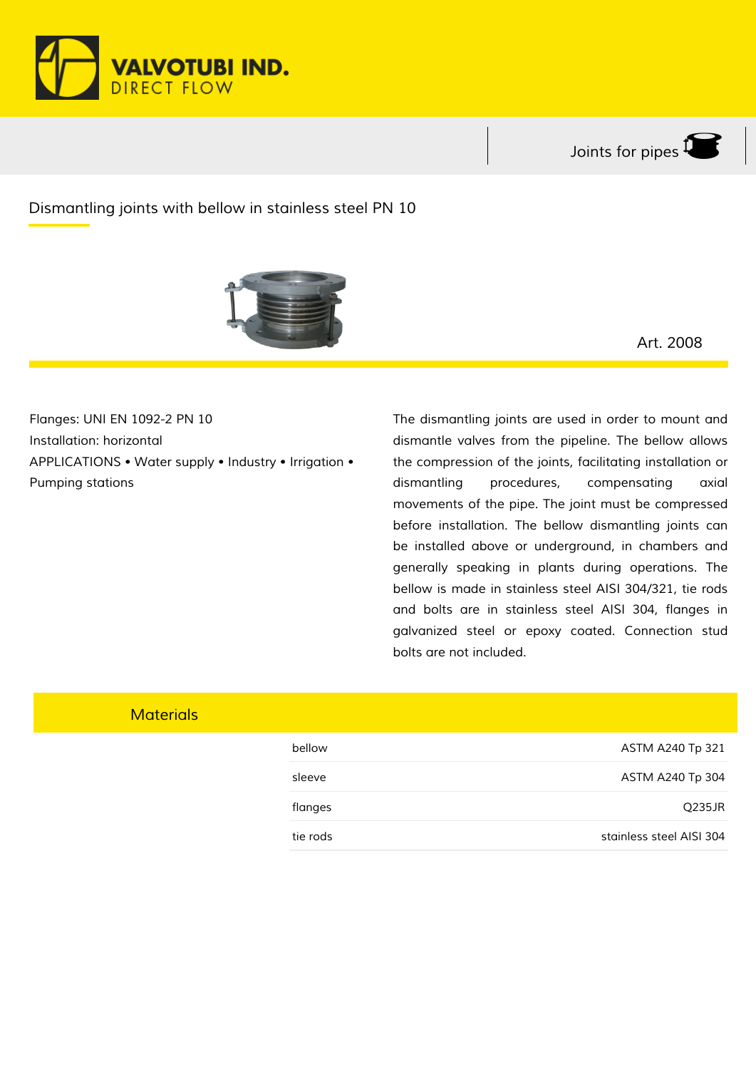VALVOTUBI IND.
DIRECT FLOW

Joints for pipes

# Dismantling joints with bellow in stainless steel PN 10

Art. 2008

Flanges: UNI EN 1092-2 PN 10
Installation: horizontal
APPLICATIONS • Water supply • Industry • Irrigation • Pumping stations

The dismantling joints are used in order to mount and dismantle valves from the pipeline. The bellow allows the compression of the joints, facilitating installation or dismantling procedures, compensating axial movements of the pipe. The joint must be compressed before installation. The bellow dismantling joints can be installed above or underground, in chambers and generally speaking in plants during operations. The bellow is made in stainless steel AISI 304/321, tie rods and bolts are in stainless steel AISI 304, flanges in galvanized steel or epoxy coated. Connection stud bolts are not included.

## Materials

| | |
|---|---|
| bellow | ASTM A240 Tp 321 |
| sleeve | ASTM A240 Tp 304 |
| flanges | Q235JR |
| tie rods | stainless steel AISI 304 |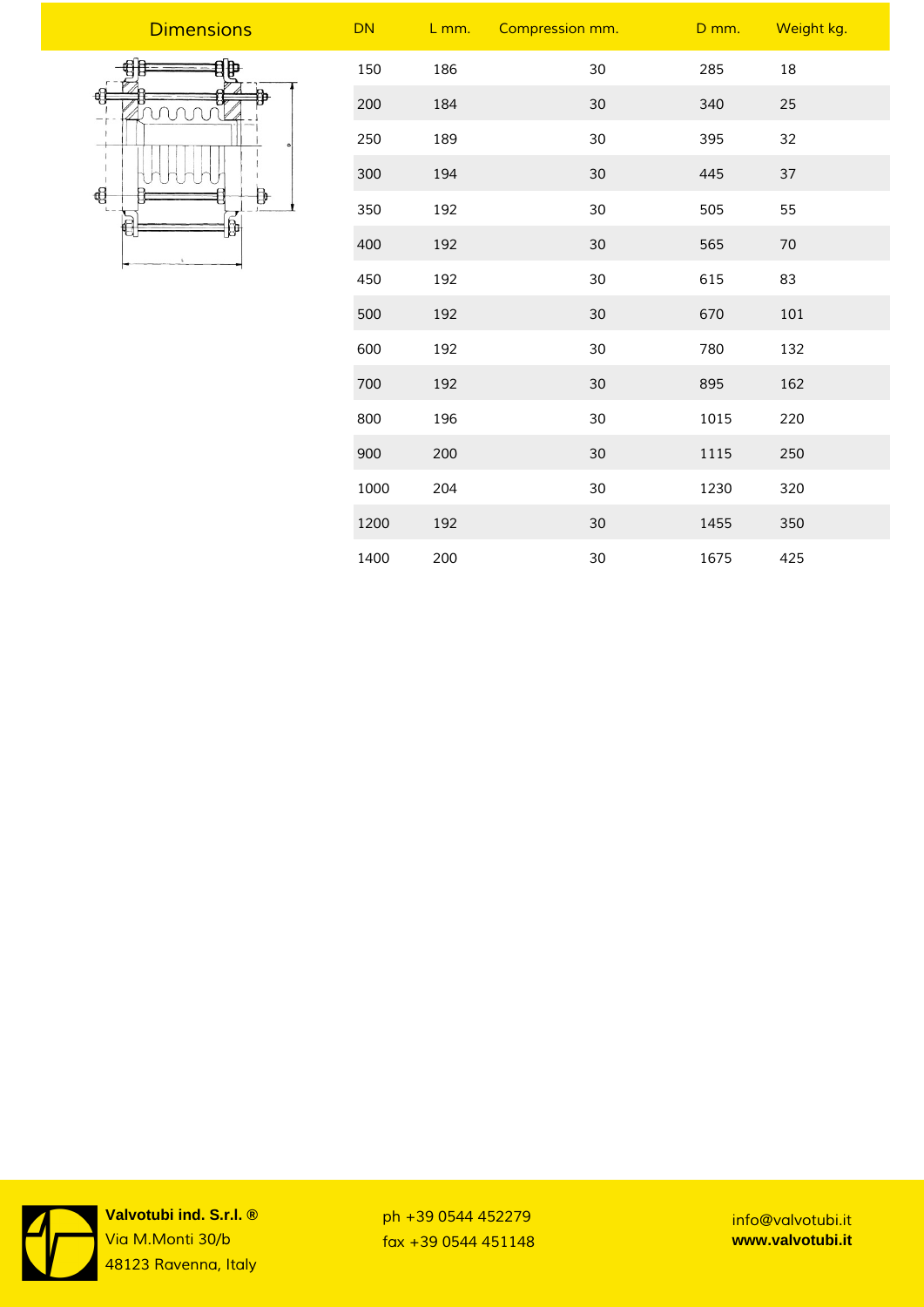## Dimensions

| DN | L mm. | Compression mm. | D mm. | Weight kg. |
|---|---|---|---|---|
| 150 | 186 | 30 | 285 | 18 |
| 200 | 184 | 30 | 340 | 25 |
| 250 | 189 | 30 | 395 | 32 |
| 300 | 194 | 30 | 445 | 37 |
| 350 | 192 | 30 | 505 | 55 |
| 400 | 192 | 30 | 565 | 70 |
| 450 | 192 | 30 | 615 | 83 |
| 500 | 192 | 30 | 670 | 101 |
| 600 | 192 | 30 | 780 | 132 |
| 700 | 192 | 30 | 895 | 162 |
| 800 | 196 | 30 | 1015 | 220 |
| 900 | 200 | 30 | 1115 | 250 |
| 1000 | 204 | 30 | 1230 | 320 |
| 1200 | 192 | 30 | 1455 | 350 |
| 1400 | 200 | 30 | 1675 | 425 |

**Valvotubi ind. S.r.l. ®**
Via M.Monti 30/b
48123 Ravenna, Italy

ph +39 0544 452279
fax +39 0544 451148

info@valvotubi.it
**www.valvotubi.it**